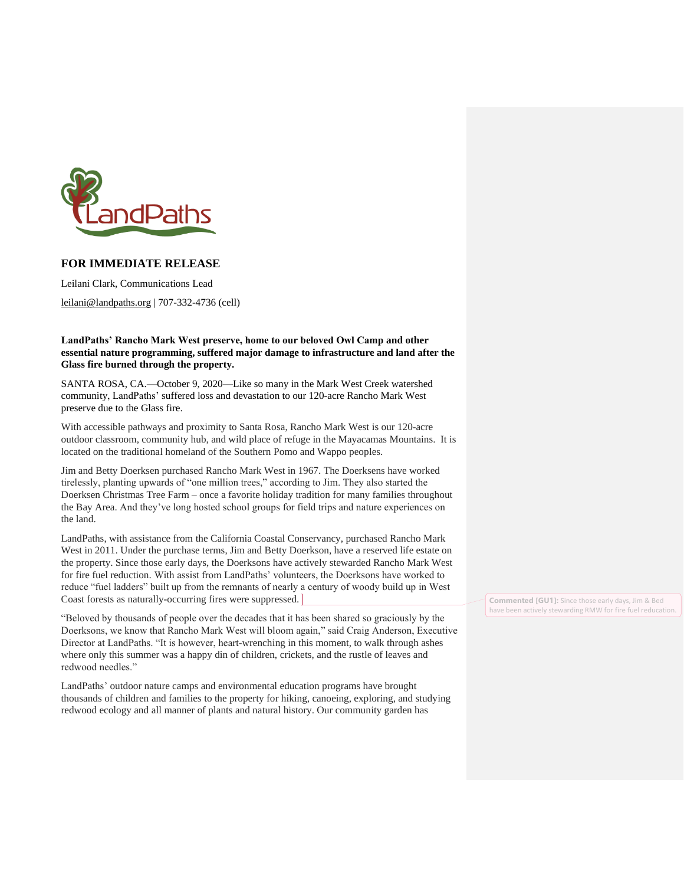LandPaths

**FOR IMMEDIATE RELEASE**

Leilani Clark, Communications Lead

leilani@landpaths.org | 707-332-4736 (cell)

**LandPaths' Rancho Mark West preserve, home to our beloved Owl Camp and other essential nature programming, suffered major damage to infrastructure and land after the Glass fire burned through the property.**

SANTA ROSA, CA.—October 9, 2020—Like so many in the Mark West Creek watershed community, LandPaths' suffered loss and devastation to our 120-acre Rancho Mark West preserve due to the Glass fire.

With accessible pathways and proximity to Santa Rosa, Rancho Mark West is our 120-acre outdoor classroom, community hub, and wild place of refuge in the Mayacamas Mountains. It is located on the traditional homeland of the Southern Pomo and Wappo peoples.

Jim and Betty Doerksen purchased Rancho Mark West in 1967. The Doerksens have worked tirelessly, planting upwards of "one million trees," according to Jim. They also started the Doerksen Christmas Tree Farm – once a favorite holiday tradition for many families throughout the Bay Area. And they've long hosted school groups for field trips and nature experiences on the land.

LandPaths, with assistance from the California Coastal Conservancy, purchased Rancho Mark West in 2011. Under the purchase terms, Jim and Betty Doerkson, have a reserved life estate on the property. Since those early days, the Doerksons have actively stewarded Rancho Mark West for fire fuel reduction. With assist from LandPaths' volunteers, the Doerksons have worked to reduce "fuel ladders" built up from the remnants of nearly a century of woody build up in West Coast forests as naturally-occurring fires were suppressed.

> **Commented [GU1]:** Since those early days, Jim & Bed have been actively stewarding RMW for fire fuel reducation.

"Beloved by thousands of people over the decades that it has been shared so graciously by the Doerksons, we know that Rancho Mark West will bloom again," said Craig Anderson, Executive Director at LandPaths. "It is however, heart-wrenching in this moment, to walk through ashes where only this summer was a happy din of children, crickets, and the rustle of leaves and redwood needles."

LandPaths' outdoor nature camps and environmental education programs have brought thousands of children and families to the property for hiking, canoeing, exploring, and studying redwood ecology and all manner of plants and natural history. Our community garden has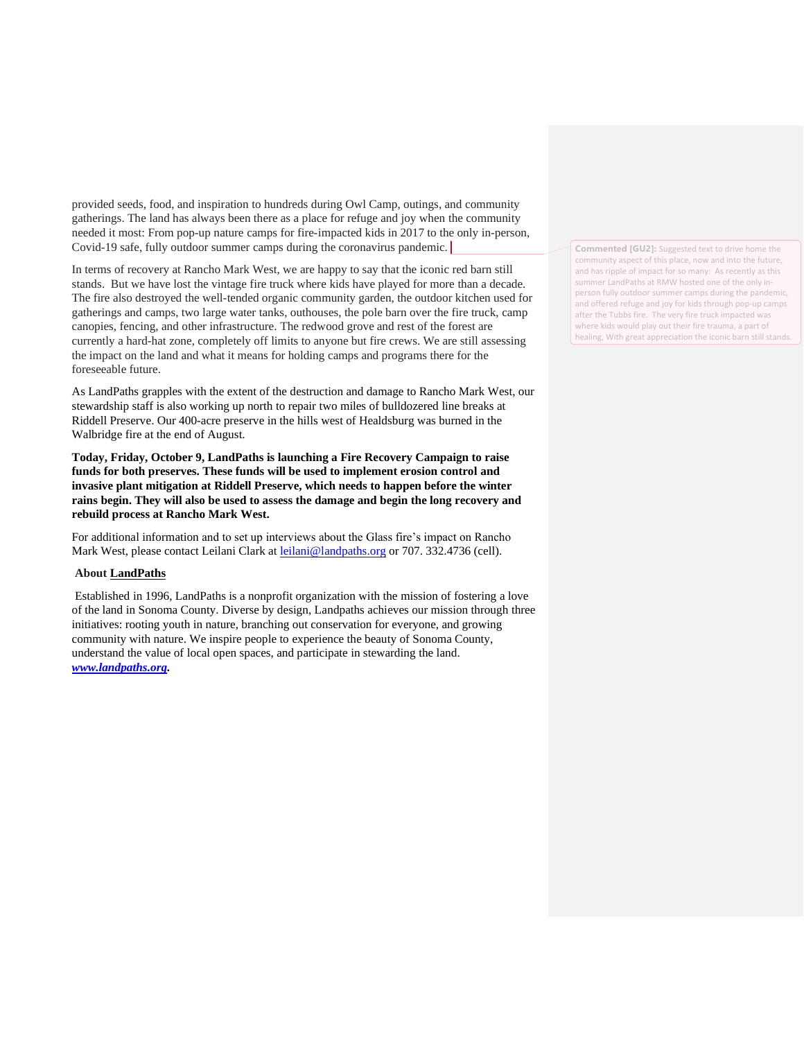provided seeds, food, and inspiration to hundreds during Owl Camp, outings, and community gatherings. The land has always been there as a place for refuge and joy when the community needed it most: From pop-up nature camps for fire-impacted kids in 2017 to the only in-person, Covid-19 safe, fully outdoor summer camps during the coronavirus pandemic.

Commented [GU2]: Suggested text to drive home the community aspect of this place, now and into the future, and has ripple of impact for so many: As recently as this summer LandPaths at RMW hosted one of the only in-person fully outdoor summer camps during the pandemic, and offered refuge and joy for kids through pop-up camps after the Tubbs fire. The very fire truck impacted was where kids would play out their fire trauma, a part of healing, With great appreciation the iconic barn still stands.

In terms of recovery at Rancho Mark West, we are happy to say that the iconic red barn still stands. But we have lost the vintage fire truck where kids have played for more than a decade. The fire also destroyed the well-tended organic community garden, the outdoor kitchen used for gatherings and camps, two large water tanks, outhouses, the pole barn over the fire truck, camp canopies, fencing, and other infrastructure. The redwood grove and rest of the forest are currently a hard-hat zone, completely off limits to anyone but fire crews. We are still assessing the impact on the land and what it means for holding camps and programs there for the foreseeable future.

As LandPaths grapples with the extent of the destruction and damage to Rancho Mark West, our stewardship staff is also working up north to repair two miles of bulldozered line breaks at Riddell Preserve. Our 400-acre preserve in the hills west of Healdsburg was burned in the Walbridge fire at the end of August.

**Today, Friday, October 9, LandPaths is launching a Fire Recovery Campaign to raise funds for both preserves. These funds will be used to implement erosion control and invasive plant mitigation at Riddell Preserve, which needs to happen before the winter rains begin. They will also be used to assess the damage and begin the long recovery and rebuild process at Rancho Mark West.**

For additional information and to set up interviews about the Glass fire's impact on Rancho Mark West, please contact Leilani Clark at leilani@landpaths.org or 707. 332.4736 (cell).

**About LandPaths**

Established in 1996, LandPaths is a nonprofit organization with the mission of fostering a love of the land in Sonoma County. Diverse by design, Landpaths achieves our mission through three initiatives: rooting youth in nature, branching out conservation for everyone, and growing community with nature. We inspire people to experience the beauty of Sonoma County, understand the value of local open spaces, and participate in stewarding the land. ***www.landpaths.org.***